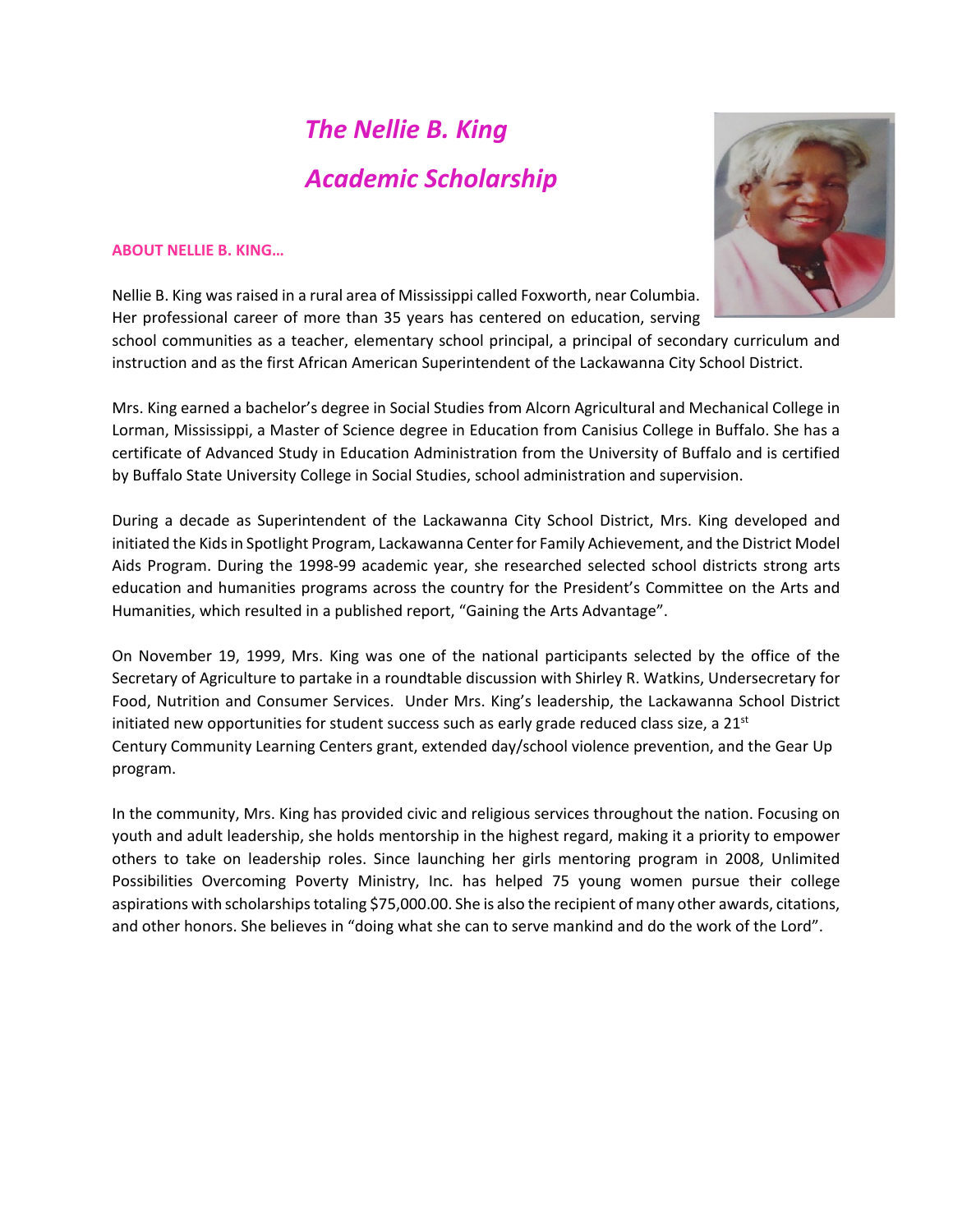# *The Nellie B. King Academic Scholarship*

**ABOUT NELLIE B. KING…**

Nellie B. King was raised in a rural area of Mississippi called Foxworth, near Columbia. Her professional career of more than 35 years has centered on education, serving school communities as a teacher, elementary school principal, a principal of secondary curriculum and instruction and as the first African American Superintendent of the Lackawanna City School District.

Mrs. King earned a bachelor's degree in Social Studies from Alcorn Agricultural and Mechanical College in Lorman, Mississippi, a Master of Science degree in Education from Canisius College in Buffalo. She has a certificate of Advanced Study in Education Administration from the University of Buffalo and is certified by Buffalo State University College in Social Studies, school administration and supervision.

During a decade as Superintendent of the Lackawanna City School District, Mrs. King developed and initiated the Kids in Spotlight Program, Lackawanna Center for Family Achievement, and the District Model Aids Program. During the 1998-99 academic year, she researched selected school districts strong arts education and humanities programs across the country for the President's Committee on the Arts and Humanities, which resulted in a published report, "Gaining the Arts Advantage".

On November 19, 1999, Mrs. King was one of the national participants selected by the office of the Secretary of Agriculture to partake in a roundtable discussion with Shirley R. Watkins, Undersecretary for Food, Nutrition and Consumer Services. Under Mrs. King's leadership, the Lackawanna School District initiated new opportunities for student success such as early grade reduced class size, a 21st Century Community Learning Centers grant, extended day/school violence prevention, and the Gear Up program.

In the community, Mrs. King has provided civic and religious services throughout the nation. Focusing on youth and adult leadership, she holds mentorship in the highest regard, making it a priority to empower others to take on leadership roles. Since launching her girls mentoring program in 2008, Unlimited Possibilities Overcoming Poverty Ministry, Inc. has helped 75 young women pursue their college aspirations with scholarships totaling $75,000.00. She is also the recipient of many other awards, citations, and other honors. She believes in "doing what she can to serve mankind and do the work of the Lord".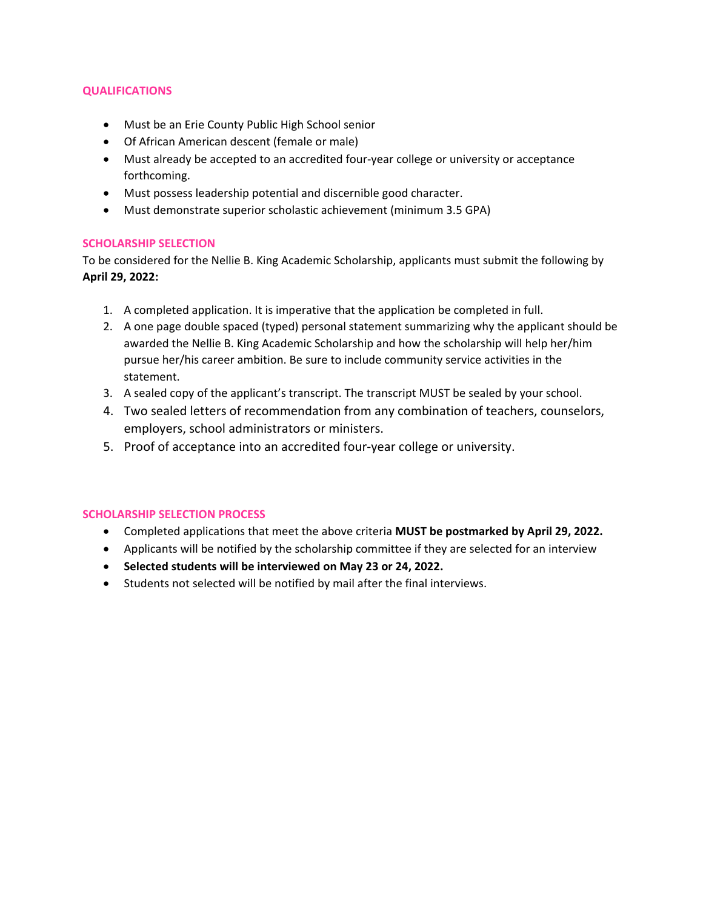## QUALIFICATIONS

- Must be an Erie County Public High School senior
- Of African American descent (female or male)
- Must already be accepted to an accredited four-year college or university or acceptance forthcoming.
- Must possess leadership potential and discernible good character.
- Must demonstrate superior scholastic achievement (minimum 3.5 GPA)

## SCHOLARSHIP SELECTION

To be considered for the Nellie B. King Academic Scholarship, applicants must submit the following by **April 29, 2022:**

1. A completed application. It is imperative that the application be completed in full.
2. A one page double spaced (typed) personal statement summarizing why the applicant should be awarded the Nellie B. King Academic Scholarship and how the scholarship will help her/him pursue her/his career ambition. Be sure to include community service activities in the statement.
3. A sealed copy of the applicant's transcript. The transcript MUST be sealed by your school.
4. Two sealed letters of recommendation from any combination of teachers, counselors, employers, school administrators or ministers.
5. Proof of acceptance into an accredited four-year college or university.

## SCHOLARSHIP SELECTION PROCESS

- Completed applications that meet the above criteria **MUST be postmarked by April 29, 2022.**
- Applicants will be notified by the scholarship committee if they are selected for an interview
- **Selected students will be interviewed on May 23 or 24, 2022.**
- Students not selected will be notified by mail after the final interviews.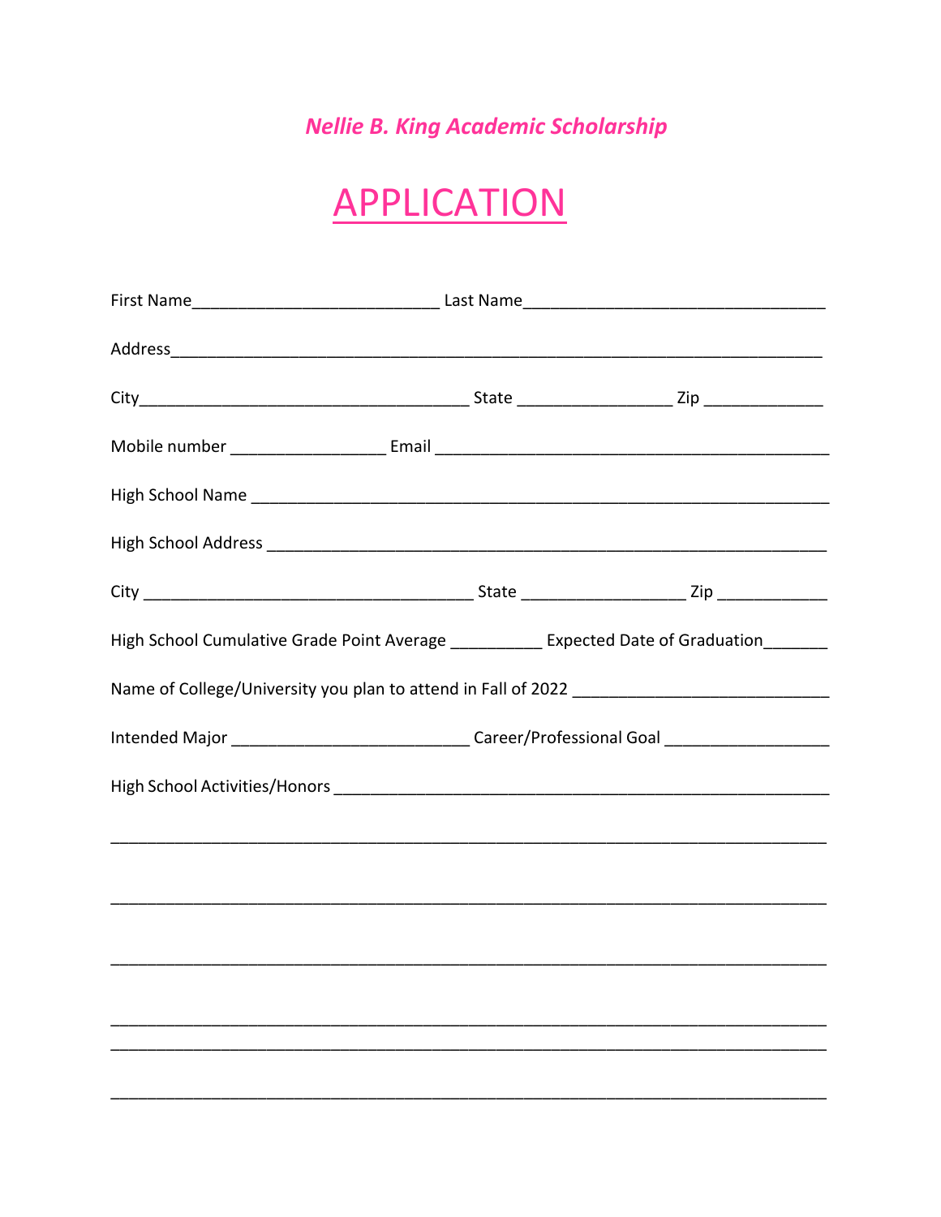*Nellie B. King Academic Scholarship*

# APPLICATION

First Name___________________________ Last Name_________________________________

Address____________________________________________________________________

City____________________________________ State _________________ Zip _____________

Mobile number _________________ Email ___________________________________________

High School Name _______________________________________________________________

High School Address _____________________________________________________________

City ____________________________________ State __________________ Zip ____________

High School Cumulative Grade Point Average __________ Expected Date of Graduation_______

Name of College/University you plan to attend in Fall of 2022 ___________________________

Intended Major __________________________ Career/Professional Goal __________________

High School Activities/Honors ______________________________________________________

_____________________________________________________________________________

_____________________________________________________________________________

_____________________________________________________________________________

_____________________________________________________________________________

_____________________________________________________________________________

_____________________________________________________________________________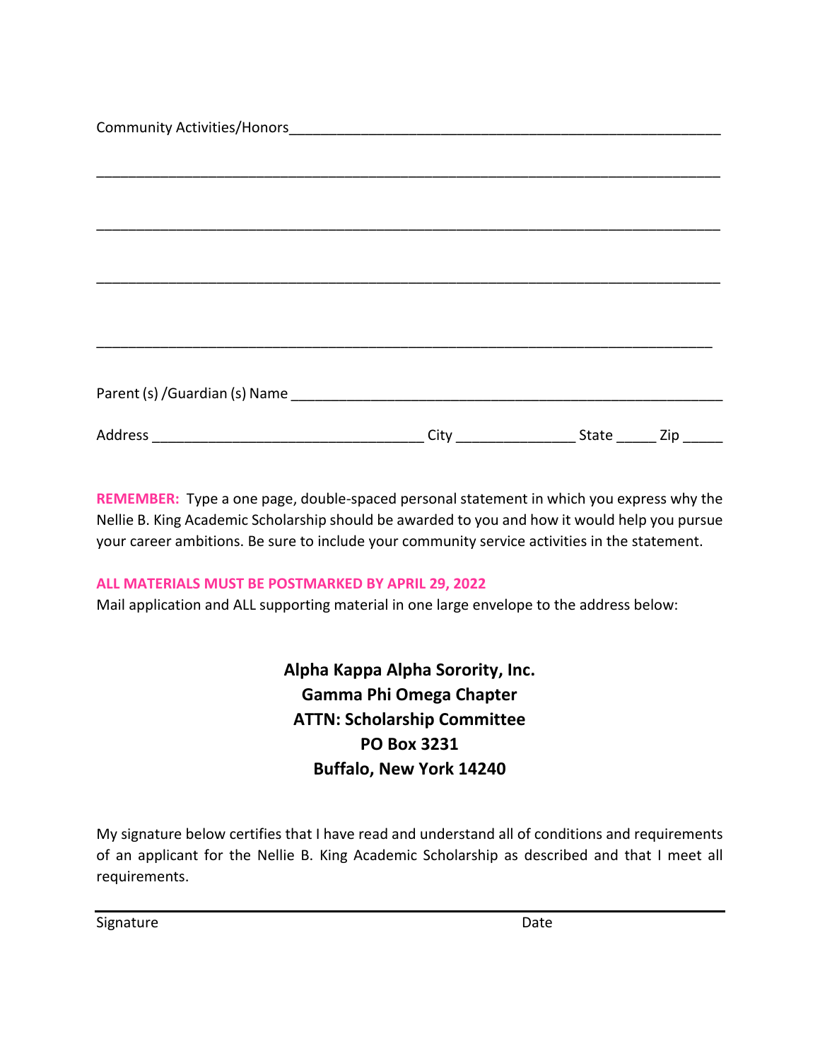Community Activities/Honors_______________________________________________________

_______________________________________________________________________________

_______________________________________________________________________________

_______________________________________________________________________________

_______________________________________________________________________________

Parent (s) /Guardian (s) Name _____________________________________________________

Address _________________________________ City ______________ State _____ Zip _____

**REMEMBER:** Type a one page, double-spaced personal statement in which you express why the Nellie B. King Academic Scholarship should be awarded to you and how it would help you pursue your career ambitions. Be sure to include your community service activities in the statement.

**ALL MATERIALS MUST BE POSTMARKED BY APRIL 29, 2022**

Mail application and ALL supporting material in one large envelope to the address below:

**Alpha Kappa Alpha Sorority, Inc.**
**Gamma Phi Omega Chapter**
**ATTN: Scholarship Committee**
**PO Box 3231**
**Buffalo, New York 14240**

My signature below certifies that I have read and understand all of conditions and requirements of an applicant for the Nellie B. King Academic Scholarship as described and that I meet all requirements.

_______________________________________________________________________________

Signature                                                                                    Date